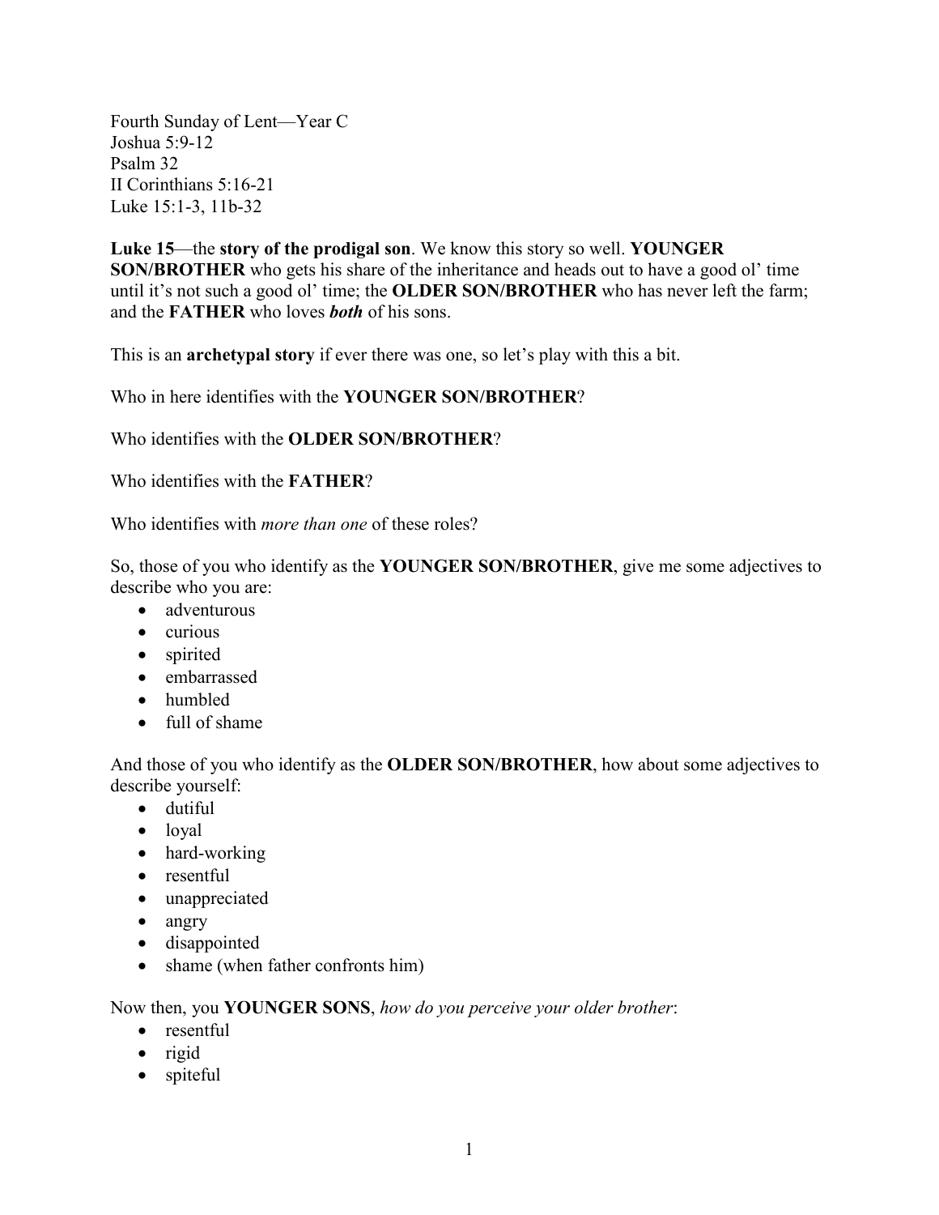Fourth Sunday of Lent—Year C
Joshua 5:9-12
Psalm 32
II Corinthians 5:16-21
Luke 15:1-3, 11b-32

**Luke 15**—the **story of the prodigal son**. We know this story so well. **YOUNGER SON/BROTHER** who gets his share of the inheritance and heads out to have a good ol' time until it's not such a good ol' time; the **OLDER SON/BROTHER** who has never left the farm; and the **FATHER** who loves ***both*** of his sons.

This is an **archetypal story** if ever there was one, so let's play with this a bit.

Who in here identifies with the **YOUNGER SON/BROTHER**?

Who identifies with the **OLDER SON/BROTHER**?

Who identifies with the **FATHER**?

Who identifies with *more than one* of these roles?

So, those of you who identify as the **YOUNGER SON/BROTHER**, give me some adjectives to describe who you are:

- adventurous
- curious
- spirited
- embarrassed
- humbled
- full of shame

And those of you who identify as the **OLDER SON/BROTHER**, how about some adjectives to describe yourself:

- dutiful
- loyal
- hard-working
- resentful
- unappreciated
- angry
- disappointed
- shame (when father confronts him)

Now then, you **YOUNGER SONS**, *how do you perceive your older brother*:

- resentful
- rigid
- spiteful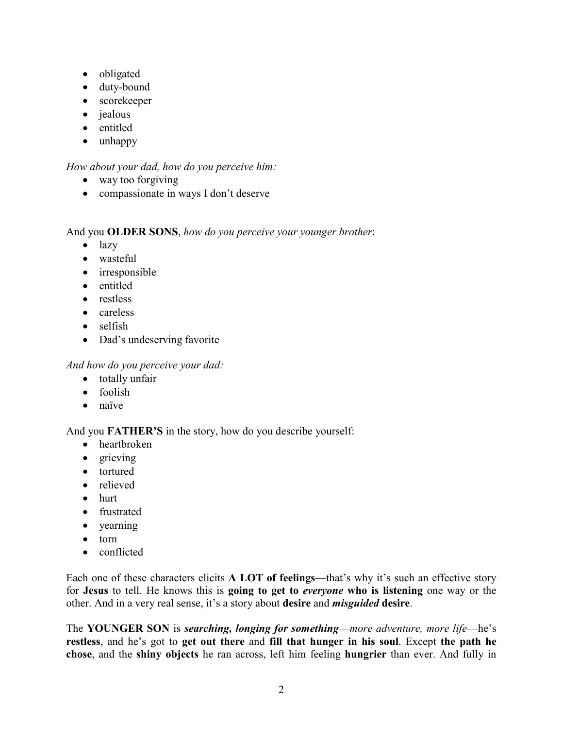- obligated
- duty-bound
- scorekeeper
- jealous
- entitled
- unhappy

*How about your dad, how do you perceive him:*

- way too forgiving
- compassionate in ways I don't deserve

And you **OLDER SONS**, *how do you perceive your younger brother*:

- lazy
- wasteful
- irresponsible
- entitled
- restless
- careless
- selfish
- Dad's undeserving favorite

*And how do you perceive your dad:*

- totally unfair
- foolish
- naïve

And you **FATHER'S** in the story, how do you describe yourself:

- heartbroken
- grieving
- tortured
- relieved
- hurt
- frustrated
- yearning
- torn
- conflicted

Each one of these characters elicits **A LOT of feelings**—that's why it's such an effective story for **Jesus** to tell. He knows this is **going to get to *everyone* who is listening** one way or the other. And in a very real sense, it's a story about **desire** and ***misguided* desire**.

The **YOUNGER SON** is ***searching, longing for something***—*more adventure, more life*—he's **restless**, and he's got to **get out there** and **fill that hunger in his soul**. Except **the path he chose**, and the **shiny objects** he ran across, left him feeling **hungrier** than ever. And fully in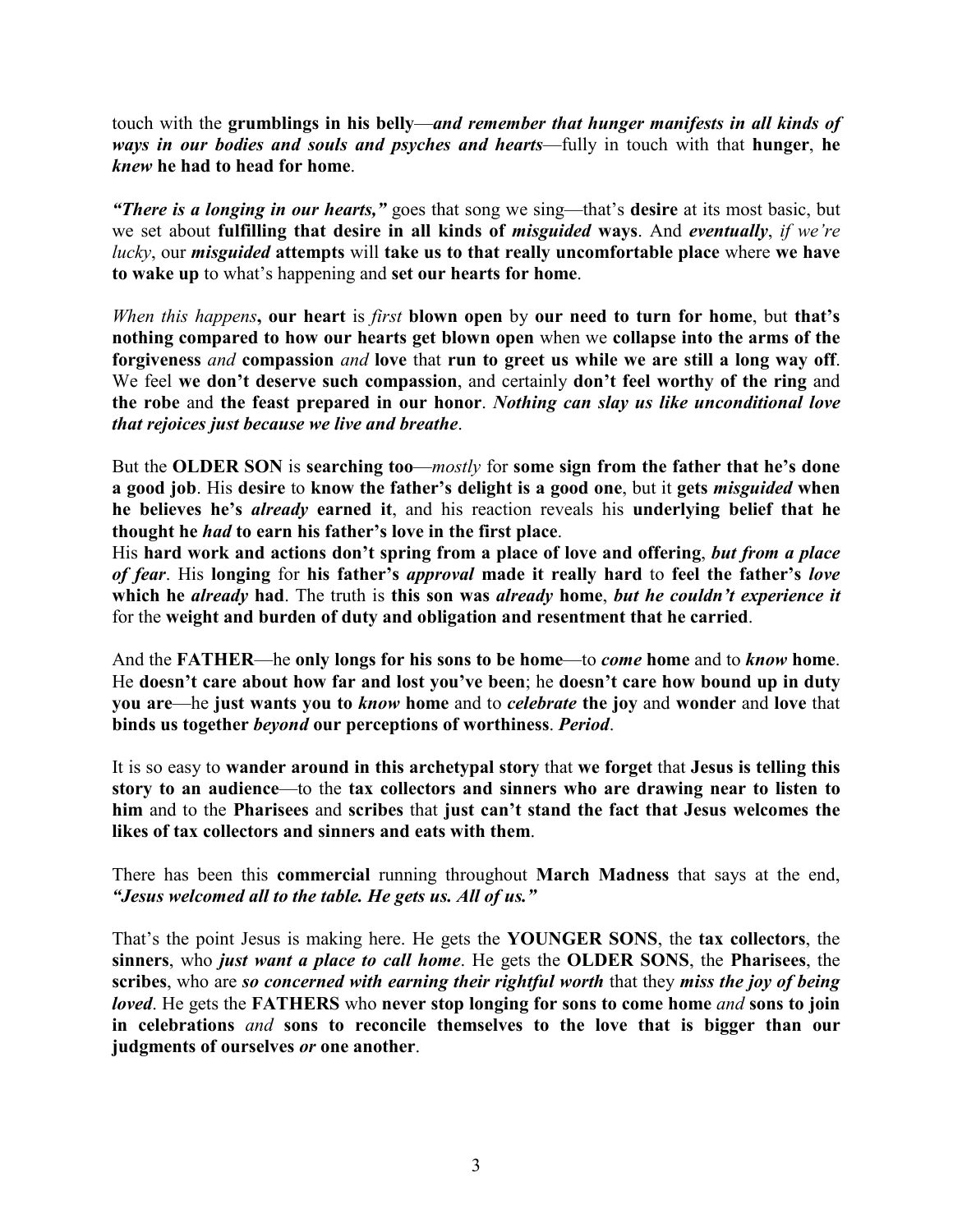touch with the **grumblings in his belly**—***and remember that hunger manifests in all kinds of ways in our bodies and souls and psyches and hearts***—fully in touch with that **hunger**, **he *knew* he had to head for home**.

***"There is a longing in our hearts,"*** goes that song we sing—that's **desire** at its most basic, but we set about **fulfilling that desire in all kinds of *misguided* ways**. And ***eventually***, *if we're lucky*, our ***misguided* attempts** will **take us to that really uncomfortable place** where **we have to wake up** to what's happening and **set our hearts for home**.

*When this happens***, our heart** is *first* **blown open** by **our need to turn for home**, but **that's nothing compared to how our hearts get blown open** when we **collapse into the arms of the forgiveness** *and* **compassion** *and* **love** that **run to greet us while we are still a long way off**. We feel **we don't deserve such compassion**, and certainly **don't feel worthy of the ring** and **the robe** and **the feast prepared in our honor**. ***Nothing can slay us like unconditional love that rejoices just because we live and breathe***.

But the **OLDER SON** is **searching too**—*mostly* for **some sign from the father that he's done a good job**. His **desire** to **know the father's delight is a good one**, but it **gets *misguided* when he believes he's *already* earned it**, and his reaction reveals his **underlying belief that he thought he *had* to earn his father's love in the first place**.
His **hard work and actions don't spring from a place of love and offering**, ***but from a place of fear***. His **longing** for **his father's *approval* made it really hard** to **feel the father's *love* which he *already* had**. The truth is **this son was *already* home**, ***but he couldn't experience it*** for the **weight and burden of duty and obligation and resentment that he carried**.

And the **FATHER**—he **only longs for his sons to be home**—to ***come* home** and to ***know* home**. He **doesn't care about how far and lost you've been**; he **doesn't care how bound up in duty you are**—he **just wants you to *know* home** and to ***celebrate* the joy** and **wonder** and **love** that **binds us together *beyond* our perceptions of worthiness**. ***Period***.

It is so easy to **wander around in this archetypal story** that **we forget** that **Jesus is telling this story to an audience**—to the **tax collectors and sinners who are drawing near to listen to him** and to the **Pharisees** and **scribes** that **just can't stand the fact that Jesus welcomes the likes of tax collectors and sinners and eats with them**.

There has been this **commercial** running throughout **March Madness** that says at the end, ***"Jesus welcomed all to the table. He gets us. All of us."***

That's the point Jesus is making here. He gets the **YOUNGER SONS**, the **tax collectors**, the **sinners**, who ***just want a place to call home***. He gets the **OLDER SONS**, the **Pharisees**, the **scribes**, who are ***so concerned with earning their rightful worth*** that they ***miss the joy of being loved***. He gets the **FATHERS** who **never stop longing for sons to come home** *and* **sons to join in celebrations** *and* **sons to reconcile themselves to the love that is bigger than our judgments of ourselves *or* one another**.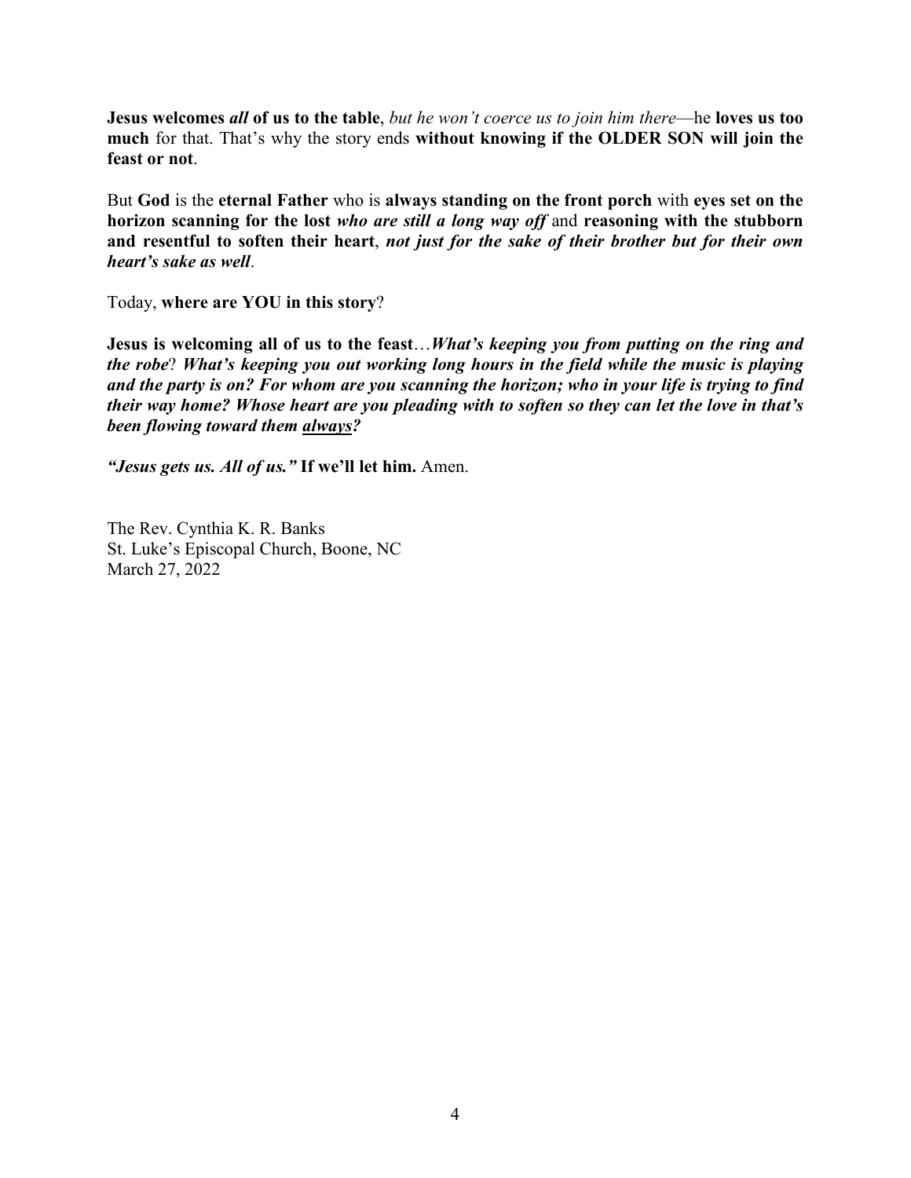**Jesus welcomes *all* of us to the table**, *but he won't coerce us to join him there*—he **loves us too much** for that. That's why the story ends **without knowing if the OLDER SON will join the feast or not**.

But **God** is the **eternal Father** who is **always standing on the front porch** with **eyes set on the horizon scanning for the lost *who are still a long way off*** and **reasoning with the stubborn and resentful to soften their heart**, ***not just for the sake of their brother but for their own heart's sake as well***.

Today, **where are YOU in this story**?

**Jesus is welcoming all of us to the feast**…***What's keeping you from putting on the ring and the robe***? ***What's keeping you out working long hours in the field while the music is playing and the party is on? For whom are you scanning the horizon; who in your life is trying to find their way home? Whose heart are you pleading with to soften so they can let the love in that's been flowing toward them <u>always</u>?***

***"Jesus gets us. All of us."*** **If we'll let him.** Amen.

The Rev. Cynthia K. R. Banks
St. Luke's Episcopal Church, Boone, NC
March 27, 2022